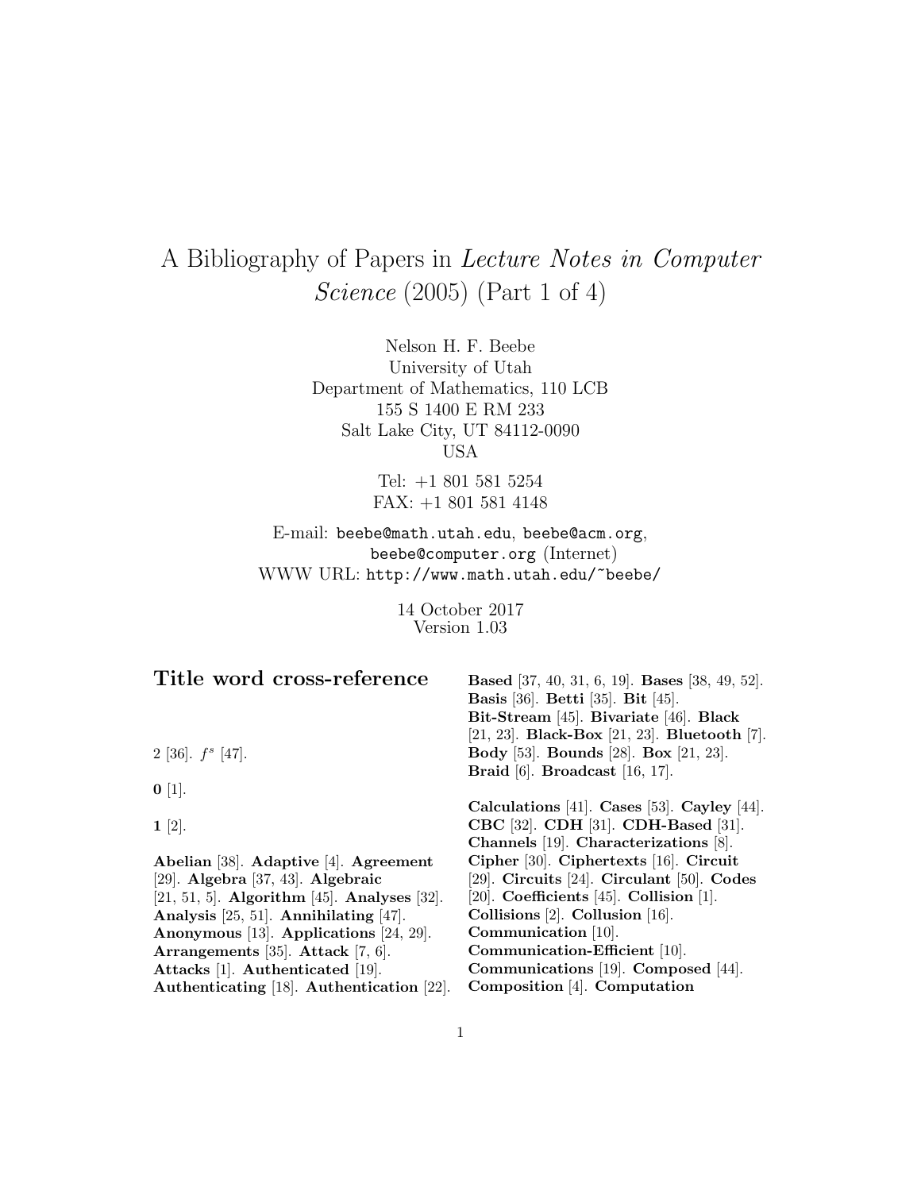# A Bibliography of Papers in *Lecture Notes in Computer Science* (2005) (Part 1 of 4)

Nelson H. F. Beebe
University of Utah
Department of Mathematics, 110 LCB
155 S 1400 E RM 233
Salt Lake City, UT 84112-0090
USA

Tel: +1 801 581 5254
FAX: +1 801 581 4148

E-mail: `beebe@math.utah.edu`, `beebe@acm.org`, `beebe@computer.org` (Internet)
WWW URL: `http://www.math.utah.edu/~beebe/`

14 October 2017
Version 1.03

## Title word cross-reference

2 [36]. $f^s$ [47].

**0** [1].

**1** [2].

**Abelian** [38]. **Adaptive** [4]. **Agreement** [29]. **Algebra** [37, 43]. **Algebraic** [21, 51, 5]. **Algorithm** [45]. **Analyses** [32]. **Analysis** [25, 51]. **Annihilating** [47]. **Applications** [24, 29]. **Arrangements** [35]. **Attack** [7, 6]. **Attacks** [1]. **Authenticated** [19]. **Authenticating** [18]. **Authentication** [22].

**Based** [37, 40, 31, 6, 19]. **Bases** [38, 49, 52]. **Basis** [36]. **Betti** [35]. **Bit** [45]. **Bit-Stream** [45]. **Bivariate** [46]. **Black** [21, 23]. **Black-Box** [21, 23]. **Bluetooth** [7]. **Body** [53]. **Bounds** [28]. **Box** [21, 23]. **Braid** [6]. **Broadcast** [16, 17].

**Calculations** [41]. **Cases** [53]. **Cayley** [44]. **CBC** [32]. **CDH** [31]. **CDH-Based** [31]. **Channels** [19]. **Characterizations** [8]. **Cipher** [30]. **Ciphertexts** [16]. **Circuit** [29]. **Circuits** [24]. **Circulant** [50]. **Codes** [20]. **Coefficients** [45]. **Collision** [1]. **Collisions** [2]. **Collusion** [16]. **Communication** [10]. **Communication-Efficient** [10]. **Communications** [19]. **Composed** [44]. **Composition** [4]. **Computation**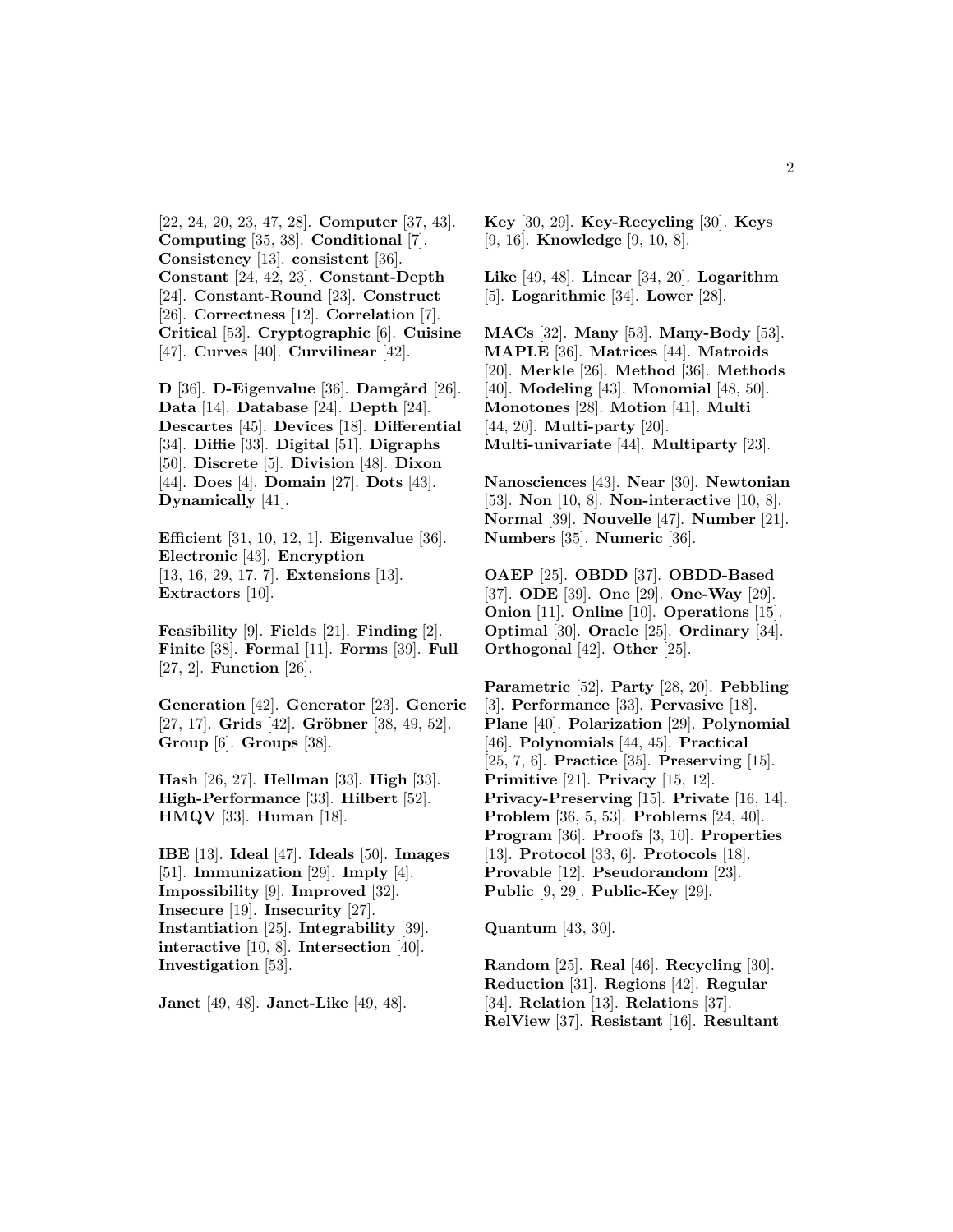[22, 24, 20, 23, 47, 28]. **Computer** [37, 43]. **Computing** [35, 38]. **Conditional** [7]. **Consistency** [13]. **consistent** [36]. **Constant** [24, 42, 23]. **Constant-Depth** [24]. **Constant-Round** [23]. **Construct** [26]. **Correctness** [12]. **Correlation** [7]. **Critical** [53]. **Cryptographic** [6]. **Cuisine** [47]. **Curves** [40]. **Curvilinear** [42].

**D** [36]. **D-Eigenvalue** [36]. **Damgård** [26]. **Data** [14]. **Database** [24]. **Depth** [24]. **Descartes** [45]. **Devices** [18]. **Differential** [34]. **Diffie** [33]. **Digital** [51]. **Digraphs** [50]. **Discrete** [5]. **Division** [48]. **Dixon** [44]. **Does** [4]. **Domain** [27]. **Dots** [43]. **Dynamically** [41].

**Efficient** [31, 10, 12, 1]. **Eigenvalue** [36]. **Electronic** [43]. **Encryption** [13, 16, 29, 17, 7]. **Extensions** [13]. **Extractors** [10].

**Feasibility** [9]. **Fields** [21]. **Finding** [2]. **Finite** [38]. **Formal** [11]. **Forms** [39]. **Full** [27, 2]. **Function** [26].

**Generation** [42]. **Generator** [23]. **Generic** [27, 17]. **Grids** [42]. **Gröbner** [38, 49, 52]. **Group** [6]. **Groups** [38].

**Hash** [26, 27]. **Hellman** [33]. **High** [33]. **High-Performance** [33]. **Hilbert** [52]. **HMQV** [33]. **Human** [18].

**IBE** [13]. **Ideal** [47]. **Ideals** [50]. **Images** [51]. **Immunization** [29]. **Imply** [4]. **Impossibility** [9]. **Improved** [32]. **Insecure** [19]. **Insecurity** [27]. **Instantiation** [25]. **Integrability** [39]. **interactive** [10, 8]. **Intersection** [40]. **Investigation** [53].

**Janet** [49, 48]. **Janet-Like** [49, 48].

**Key** [30, 29]. **Key-Recycling** [30]. **Keys** [9, 16]. **Knowledge** [9, 10, 8].

**Like** [49, 48]. **Linear** [34, 20]. **Logarithm** [5]. **Logarithmic** [34]. **Lower** [28].

**MACs** [32]. **Many** [53]. **Many-Body** [53]. **MAPLE** [36]. **Matrices** [44]. **Matroids** [20]. **Merkle** [26]. **Method** [36]. **Methods** [40]. **Modeling** [43]. **Monomial** [48, 50]. **Monotones** [28]. **Motion** [41]. **Multi** [44, 20]. **Multi-party** [20]. **Multi-univariate** [44]. **Multiparty** [23].

**Nanosciences** [43]. **Near** [30]. **Newtonian** [53]. **Non** [10, 8]. **Non-interactive** [10, 8]. **Normal** [39]. **Nouvelle** [47]. **Number** [21]. **Numbers** [35]. **Numeric** [36].

**OAEP** [25]. **OBDD** [37]. **OBDD-Based** [37]. **ODE** [39]. **One** [29]. **One-Way** [29]. **Onion** [11]. **Online** [10]. **Operations** [15]. **Optimal** [30]. **Oracle** [25]. **Ordinary** [34]. **Orthogonal** [42]. **Other** [25].

**Parametric** [52]. **Party** [28, 20]. **Pebbling** [3]. **Performance** [33]. **Pervasive** [18]. **Plane** [40]. **Polarization** [29]. **Polynomial** [46]. **Polynomials** [44, 45]. **Practical** [25, 7, 6]. **Practice** [35]. **Preserving** [15]. **Primitive** [21]. **Privacy** [15, 12]. **Privacy-Preserving** [15]. **Private** [16, 14]. **Problem** [36, 5, 53]. **Problems** [24, 40]. **Program** [36]. **Proofs** [3, 10]. **Properties** [13]. **Protocol** [33, 6]. **Protocols** [18]. **Provable** [12]. **Pseudorandom** [23]. **Public** [9, 29]. **Public-Key** [29].

**Quantum** [43, 30].

**Random** [25]. **Real** [46]. **Recycling** [30]. **Reduction** [31]. **Regions** [42]. **Regular** [34]. **Relation** [13]. **Relations** [37]. **RelView** [37]. **Resistant** [16]. **Resultant**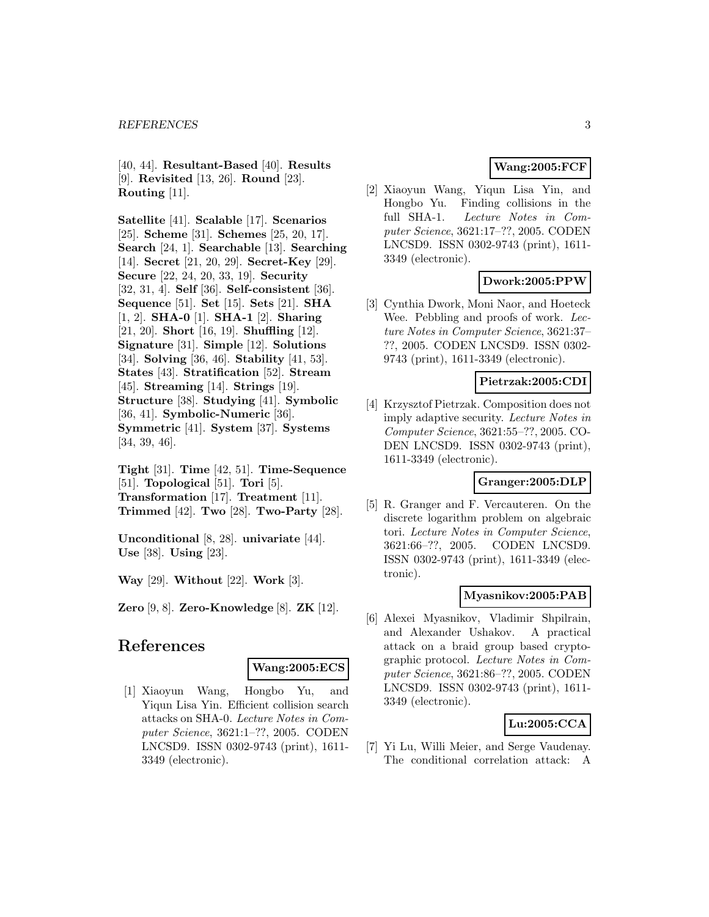[40, 44]. **Resultant-Based** [40]. **Results** [9]. **Revisited** [13, 26]. **Round** [23]. **Routing** [11].

**Satellite** [41]. **Scalable** [17]. **Scenarios** [25]. **Scheme** [31]. **Schemes** [25, 20, 17]. **Search** [24, 1]. **Searchable** [13]. **Searching** [14]. **Secret** [21, 20, 29]. **Secret-Key** [29]. **Secure** [22, 24, 20, 33, 19]. **Security** [32, 31, 4]. **Self** [36]. **Self-consistent** [36]. **Sequence** [51]. **Set** [15]. **Sets** [21]. **SHA** [1, 2]. **SHA-0** [1]. **SHA-1** [2]. **Sharing** [21, 20]. **Short** [16, 19]. **Shuffling** [12]. **Signature** [31]. **Simple** [12]. **Solutions** [34]. **Solving** [36, 46]. **Stability** [41, 53]. **States** [43]. **Stratification** [52]. **Stream** [45]. **Streaming** [14]. **Strings** [19]. **Structure** [38]. **Studying** [41]. **Symbolic** [36, 41]. **Symbolic-Numeric** [36]. **Symmetric** [41]. **System** [37]. **Systems** [34, 39, 46].

**Tight** [31]. **Time** [42, 51]. **Time-Sequence** [51]. **Topological** [51]. **Tori** [5]. **Transformation** [17]. **Treatment** [11]. **Trimmed** [42]. **Two** [28]. **Two-Party** [28].

**Unconditional** [8, 28]. **univariate** [44]. **Use** [38]. **Using** [23].

**Way** [29]. **Without** [22]. **Work** [3].

**Zero** [9, 8]. **Zero-Knowledge** [8]. **ZK** [12].

# References

**Wang:2005:ECS**

[1] Xiaoyun Wang, Hongbo Yu, and Yiqun Lisa Yin. Efficient collision search attacks on SHA-0. *Lecture Notes in Computer Science*, 3621:1–??, 2005. CODEN LNCSD9. ISSN 0302-9743 (print), 1611-3349 (electronic).

**Wang:2005:FCF**

[2] Xiaoyun Wang, Yiqun Lisa Yin, and Hongbo Yu. Finding collisions in the full SHA-1. *Lecture Notes in Computer Science*, 3621:17–??, 2005. CODEN LNCSD9. ISSN 0302-9743 (print), 1611-3349 (electronic).

**Dwork:2005:PPW**

[3] Cynthia Dwork, Moni Naor, and Hoeteck Wee. Pebbling and proofs of work. *Lecture Notes in Computer Science*, 3621:37–??, 2005. CODEN LNCSD9. ISSN 0302-9743 (print), 1611-3349 (electronic).

**Pietrzak:2005:CDI**

[4] Krzysztof Pietrzak. Composition does not imply adaptive security. *Lecture Notes in Computer Science*, 3621:55–??, 2005. CODEN LNCSD9. ISSN 0302-9743 (print), 1611-3349 (electronic).

**Granger:2005:DLP**

[5] R. Granger and F. Vercauteren. On the discrete logarithm problem on algebraic tori. *Lecture Notes in Computer Science*, 3621:66–??, 2005. CODEN LNCSD9. ISSN 0302-9743 (print), 1611-3349 (electronic).

**Myasnikov:2005:PAB**

[6] Alexei Myasnikov, Vladimir Shpilrain, and Alexander Ushakov. A practical attack on a braid group based cryptographic protocol. *Lecture Notes in Computer Science*, 3621:86–??, 2005. CODEN LNCSD9. ISSN 0302-9743 (print), 1611-3349 (electronic).

**Lu:2005:CCA**

[7] Yi Lu, Willi Meier, and Serge Vaudenay. The conditional correlation attack: A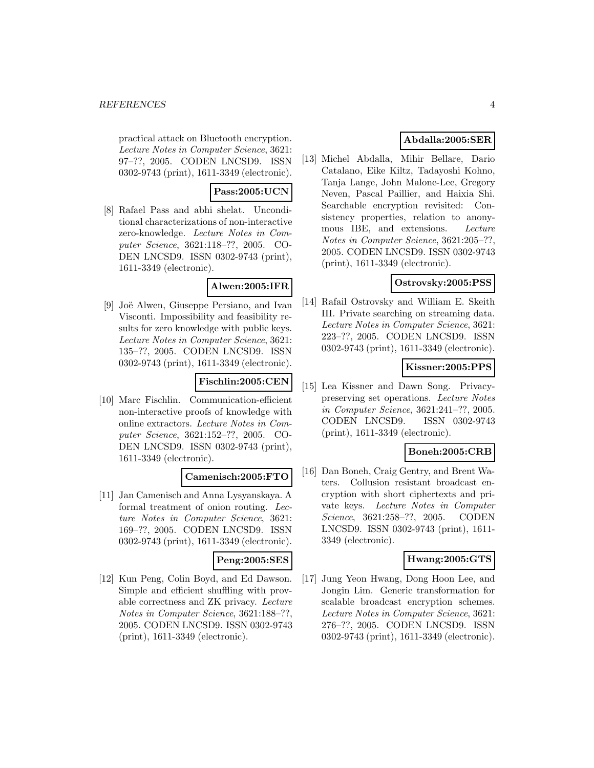practical attack on Bluetooth encryption. *Lecture Notes in Computer Science*, 3621: 97–??, 2005. CODEN LNCSD9. ISSN 0302-9743 (print), 1611-3349 (electronic).

**Pass:2005:UCN**

[8] Rafael Pass and abhi shelat. Unconditional characterizations of non-interactive zero-knowledge. *Lecture Notes in Computer Science*, 3621:118–??, 2005. CODEN LNCSD9. ISSN 0302-9743 (print), 1611-3349 (electronic).

**Alwen:2005:IFR**

[9] Joë Alwen, Giuseppe Persiano, and Ivan Visconti. Impossibility and feasibility results for zero knowledge with public keys. *Lecture Notes in Computer Science*, 3621: 135–??, 2005. CODEN LNCSD9. ISSN 0302-9743 (print), 1611-3349 (electronic).

**Fischlin:2005:CEN**

[10] Marc Fischlin. Communication-efficient non-interactive proofs of knowledge with online extractors. *Lecture Notes in Computer Science*, 3621:152–??, 2005. CODEN LNCSD9. ISSN 0302-9743 (print), 1611-3349 (electronic).

**Camenisch:2005:FTO**

[11] Jan Camenisch and Anna Lysyanskaya. A formal treatment of onion routing. *Lecture Notes in Computer Science*, 3621: 169–??, 2005. CODEN LNCSD9. ISSN 0302-9743 (print), 1611-3349 (electronic).

**Peng:2005:SES**

[12] Kun Peng, Colin Boyd, and Ed Dawson. Simple and efficient shuffling with provable correctness and ZK privacy. *Lecture Notes in Computer Science*, 3621:188–??, 2005. CODEN LNCSD9. ISSN 0302-9743 (print), 1611-3349 (electronic).

**Abdalla:2005:SER**

[13] Michel Abdalla, Mihir Bellare, Dario Catalano, Eike Kiltz, Tadayoshi Kohno, Tanja Lange, John Malone-Lee, Gregory Neven, Pascal Paillier, and Haixia Shi. Searchable encryption revisited: Consistency properties, relation to anonymous IBE, and extensions. *Lecture Notes in Computer Science*, 3621:205–??, 2005. CODEN LNCSD9. ISSN 0302-9743 (print), 1611-3349 (electronic).

**Ostrovsky:2005:PSS**

[14] Rafail Ostrovsky and William E. Skeith III. Private searching on streaming data. *Lecture Notes in Computer Science*, 3621: 223–??, 2005. CODEN LNCSD9. ISSN 0302-9743 (print), 1611-3349 (electronic).

**Kissner:2005:PPS**

[15] Lea Kissner and Dawn Song. Privacy-preserving set operations. *Lecture Notes in Computer Science*, 3621:241–??, 2005. CODEN LNCSD9. ISSN 0302-9743 (print), 1611-3349 (electronic).

**Boneh:2005:CRB**

[16] Dan Boneh, Craig Gentry, and Brent Waters. Collusion resistant broadcast encryption with short ciphertexts and private keys. *Lecture Notes in Computer Science*, 3621:258–??, 2005. CODEN LNCSD9. ISSN 0302-9743 (print), 1611-3349 (electronic).

**Hwang:2005:GTS**

[17] Jung Yeon Hwang, Dong Hoon Lee, and Jongin Lim. Generic transformation for scalable broadcast encryption schemes. *Lecture Notes in Computer Science*, 3621: 276–??, 2005. CODEN LNCSD9. ISSN 0302-9743 (print), 1611-3349 (electronic).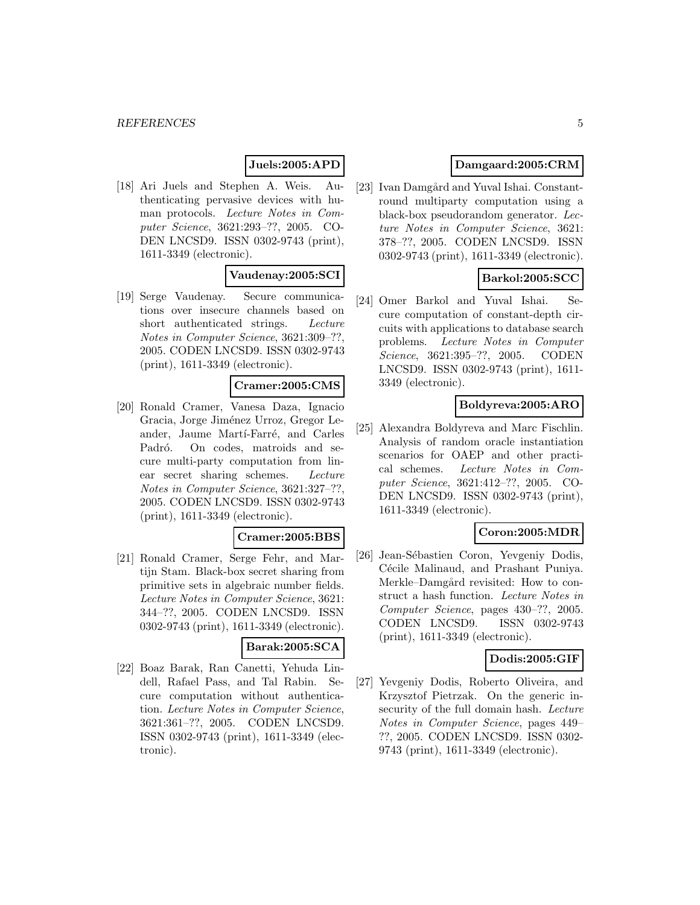**Juels:2005:APD**

[18] Ari Juels and Stephen A. Weis. Authenticating pervasive devices with human protocols. *Lecture Notes in Computer Science*, 3621:293–??, 2005. CODEN LNCSD9. ISSN 0302-9743 (print), 1611-3349 (electronic).

**Vaudenay:2005:SCI**

[19] Serge Vaudenay. Secure communications over insecure channels based on short authenticated strings. *Lecture Notes in Computer Science*, 3621:309–??, 2005. CODEN LNCSD9. ISSN 0302-9743 (print), 1611-3349 (electronic).

**Cramer:2005:CMS**

[20] Ronald Cramer, Vanesa Daza, Ignacio Gracia, Jorge Jiménez Urroz, Gregor Leander, Jaume Martí-Farré, and Carles Padró. On codes, matroids and secure multi-party computation from linear secret sharing schemes. *Lecture Notes in Computer Science*, 3621:327–??, 2005. CODEN LNCSD9. ISSN 0302-9743 (print), 1611-3349 (electronic).

**Cramer:2005:BBS**

[21] Ronald Cramer, Serge Fehr, and Martijn Stam. Black-box secret sharing from primitive sets in algebraic number fields. *Lecture Notes in Computer Science*, 3621: 344–??, 2005. CODEN LNCSD9. ISSN 0302-9743 (print), 1611-3349 (electronic).

**Barak:2005:SCA**

[22] Boaz Barak, Ran Canetti, Yehuda Lindell, Rafael Pass, and Tal Rabin. Secure computation without authentication. *Lecture Notes in Computer Science*, 3621:361–??, 2005. CODEN LNCSD9. ISSN 0302-9743 (print), 1611-3349 (electronic).

**Damgaard:2005:CRM**

[23] Ivan Damgård and Yuval Ishai. Constant-round multiparty computation using a black-box pseudorandom generator. *Lecture Notes in Computer Science*, 3621: 378–??, 2005. CODEN LNCSD9. ISSN 0302-9743 (print), 1611-3349 (electronic).

**Barkol:2005:SCC**

[24] Omer Barkol and Yuval Ishai. Secure computation of constant-depth circuits with applications to database search problems. *Lecture Notes in Computer Science*, 3621:395–??, 2005. CODEN LNCSD9. ISSN 0302-9743 (print), 1611-3349 (electronic).

**Boldyreva:2005:ARO**

[25] Alexandra Boldyreva and Marc Fischlin. Analysis of random oracle instantiation scenarios for OAEP and other practical schemes. *Lecture Notes in Computer Science*, 3621:412–??, 2005. CODEN LNCSD9. ISSN 0302-9743 (print), 1611-3349 (electronic).

**Coron:2005:MDR**

[26] Jean-Sébastien Coron, Yevgeniy Dodis, Cécile Malinaud, and Prashant Puniya. Merkle–Damgård revisited: How to construct a hash function. *Lecture Notes in Computer Science*, pages 430–??, 2005. CODEN LNCSD9. ISSN 0302-9743 (print), 1611-3349 (electronic).

**Dodis:2005:GIF**

[27] Yevgeniy Dodis, Roberto Oliveira, and Krzysztof Pietrzak. On the generic insecurity of the full domain hash. *Lecture Notes in Computer Science*, pages 449–??, 2005. CODEN LNCSD9. ISSN 0302-9743 (print), 1611-3349 (electronic).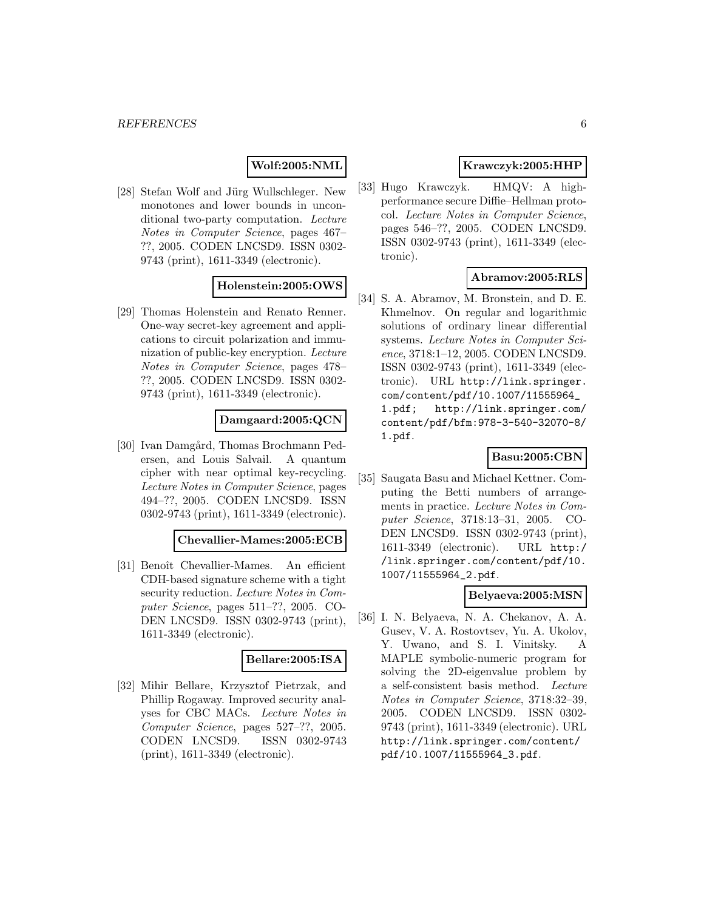**Wolf:2005:NML**

[28] Stefan Wolf and Jürg Wullschleger. New monotones and lower bounds in unconditional two-party computation. *Lecture Notes in Computer Science*, pages 467–??, 2005. CODEN LNCSD9. ISSN 0302-9743 (print), 1611-3349 (electronic).

**Holenstein:2005:OWS**

[29] Thomas Holenstein and Renato Renner. One-way secret-key agreement and applications to circuit polarization and immunization of public-key encryption. *Lecture Notes in Computer Science*, pages 478–??, 2005. CODEN LNCSD9. ISSN 0302-9743 (print), 1611-3349 (electronic).

**Damgaard:2005:QCN**

[30] Ivan Damgård, Thomas Brochmann Pedersen, and Louis Salvail. A quantum cipher with near optimal key-recycling. *Lecture Notes in Computer Science*, pages 494–??, 2005. CODEN LNCSD9. ISSN 0302-9743 (print), 1611-3349 (electronic).

**Chevallier-Mames:2005:ECB**

[31] Benoît Chevallier-Mames. An efficient CDH-based signature scheme with a tight security reduction. *Lecture Notes in Computer Science*, pages 511–??, 2005. CODEN LNCSD9. ISSN 0302-9743 (print), 1611-3349 (electronic).

**Bellare:2005:ISA**

[32] Mihir Bellare, Krzysztof Pietrzak, and Phillip Rogaway. Improved security analyses for CBC MACs. *Lecture Notes in Computer Science*, pages 527–??, 2005. CODEN LNCSD9. ISSN 0302-9743 (print), 1611-3349 (electronic).

**Krawczyk:2005:HHP**

[33] Hugo Krawczyk. HMQV: A high-performance secure Diffie–Hellman protocol. *Lecture Notes in Computer Science*, pages 546–??, 2005. CODEN LNCSD9. ISSN 0302-9743 (print), 1611-3349 (electronic).

**Abramov:2005:RLS**

[34] S. A. Abramov, M. Bronstein, and D. E. Khmelnov. On regular and logarithmic solutions of ordinary linear differential systems. *Lecture Notes in Computer Science*, 3718:1–12, 2005. CODEN LNCSD9. ISSN 0302-9743 (print), 1611-3349 (electronic). URL http://link.springer.com/content/pdf/10.1007/11555964_1.pdf; http://link.springer.com/content/pdf/bfm:978-3-540-32070-8/1.pdf.

**Basu:2005:CBN**

[35] Saugata Basu and Michael Kettner. Computing the Betti numbers of arrangements in practice. *Lecture Notes in Computer Science*, 3718:13–31, 2005. CODEN LNCSD9. ISSN 0302-9743 (print), 1611-3349 (electronic). URL http://link.springer.com/content/pdf/10.1007/11555964_2.pdf.

**Belyaeva:2005:MSN**

[36] I. N. Belyaeva, N. A. Chekanov, A. A. Gusev, V. A. Rostovtsev, Yu. A. Ukolov, Y. Uwano, and S. I. Vinitsky. A MAPLE symbolic-numeric program for solving the 2D-eigenvalue problem by a self-consistent basis method. *Lecture Notes in Computer Science*, 3718:32–39, 2005. CODEN LNCSD9. ISSN 0302-9743 (print), 1611-3349 (electronic). URL http://link.springer.com/content/pdf/10.1007/11555964_3.pdf.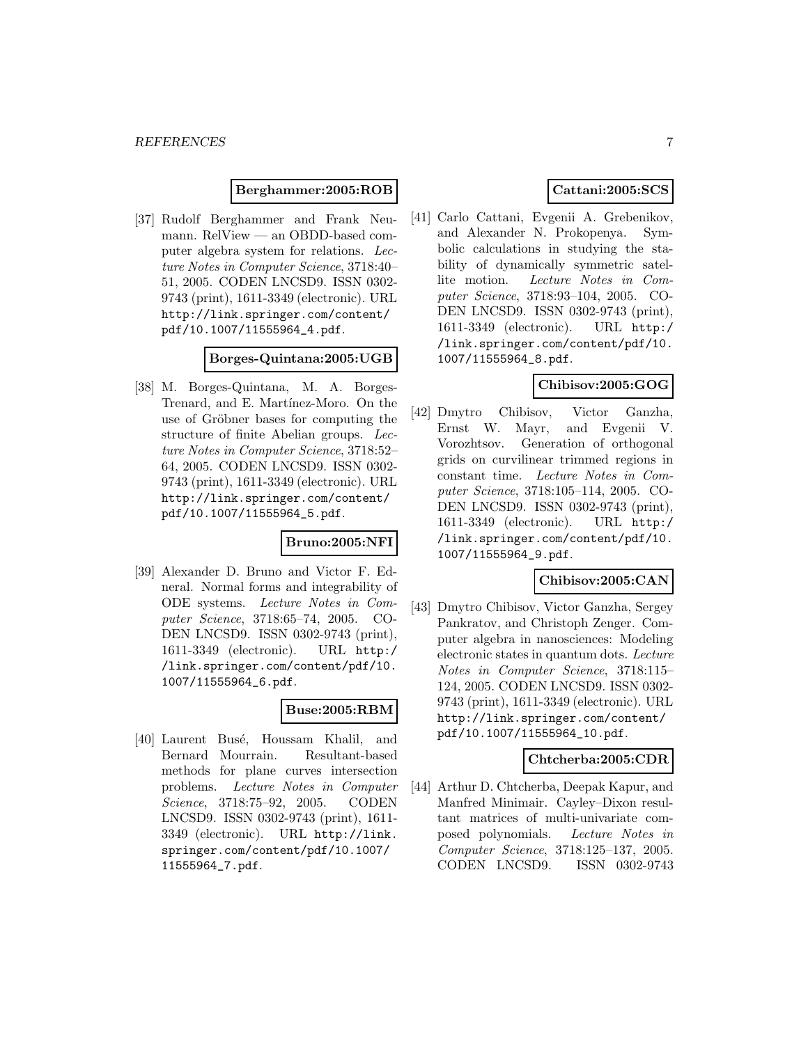**Berghammer:2005:ROB**

[37] Rudolf Berghammer and Frank Neumann. RelView — an OBDD-based computer algebra system for relations. *Lecture Notes in Computer Science*, 3718:40–51, 2005. CODEN LNCSD9. ISSN 0302-9743 (print), 1611-3349 (electronic). URL http://link.springer.com/content/pdf/10.1007/11555964_4.pdf.

**Borges-Quintana:2005:UGB**

[38] M. Borges-Quintana, M. A. Borges-Trenard, and E. Martínez-Moro. On the use of Gröbner bases for computing the structure of finite Abelian groups. *Lecture Notes in Computer Science*, 3718:52–64, 2005. CODEN LNCSD9. ISSN 0302-9743 (print), 1611-3349 (electronic). URL http://link.springer.com/content/pdf/10.1007/11555964_5.pdf.

**Bruno:2005:NFI**

[39] Alexander D. Bruno and Victor F. Edneral. Normal forms and integrability of ODE systems. *Lecture Notes in Computer Science*, 3718:65–74, 2005. CODEN LNCSD9. ISSN 0302-9743 (print), 1611-3349 (electronic). URL http://link.springer.com/content/pdf/10.1007/11555964_6.pdf.

**Buse:2005:RBM**

[40] Laurent Busé, Houssam Khalil, and Bernard Mourrain. Resultant-based methods for plane curves intersection problems. *Lecture Notes in Computer Science*, 3718:75–92, 2005. CODEN LNCSD9. ISSN 0302-9743 (print), 1611-3349 (electronic). URL http://link.springer.com/content/pdf/10.1007/11555964_7.pdf.

**Cattani:2005:SCS**

[41] Carlo Cattani, Evgenii A. Grebenikov, and Alexander N. Prokopenya. Symbolic calculations in studying the stability of dynamically symmetric satellite motion. *Lecture Notes in Computer Science*, 3718:93–104, 2005. CODEN LNCSD9. ISSN 0302-9743 (print), 1611-3349 (electronic). URL http://link.springer.com/content/pdf/10.1007/11555964_8.pdf.

**Chibisov:2005:GOG**

[42] Dmytro Chibisov, Victor Ganzha, Ernst W. Mayr, and Evgenii V. Vorozhtsov. Generation of orthogonal grids on curvilinear trimmed regions in constant time. *Lecture Notes in Computer Science*, 3718:105–114, 2005. CODEN LNCSD9. ISSN 0302-9743 (print), 1611-3349 (electronic). URL http://link.springer.com/content/pdf/10.1007/11555964_9.pdf.

**Chibisov:2005:CAN**

[43] Dmytro Chibisov, Victor Ganzha, Sergey Pankratov, and Christoph Zenger. Computer algebra in nanosciences: Modeling electronic states in quantum dots. *Lecture Notes in Computer Science*, 3718:115–124, 2005. CODEN LNCSD9. ISSN 0302-9743 (print), 1611-3349 (electronic). URL http://link.springer.com/content/pdf/10.1007/11555964_10.pdf.

**Chtcherba:2005:CDR**

[44] Arthur D. Chtcherba, Deepak Kapur, and Manfred Minimair. Cayley–Dixon resultant matrices of multi-univariate composed polynomials. *Lecture Notes in Computer Science*, 3718:125–137, 2005. CODEN LNCSD9. ISSN 0302-9743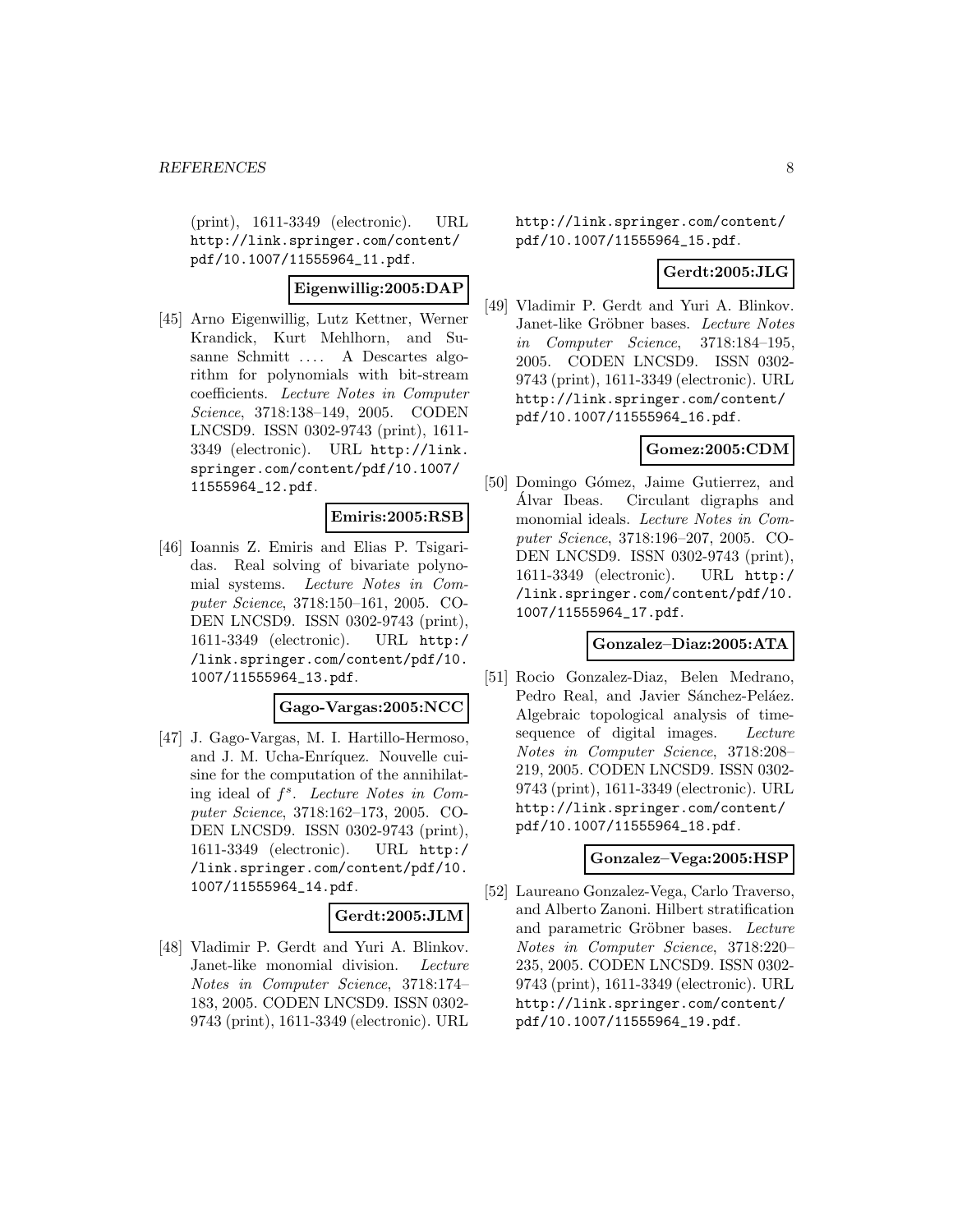(print), 1611-3349 (electronic). URL http://link.springer.com/content/pdf/10.1007/11555964_11.pdf.

**Eigenwillig:2005:DAP**

[45] Arno Eigenwillig, Lutz Kettner, Werner Krandick, Kurt Mehlhorn, and Susanne Schmitt .... A Descartes algorithm for polynomials with bit-stream coefficients. *Lecture Notes in Computer Science*, 3718:138–149, 2005. CODEN LNCSD9. ISSN 0302-9743 (print), 1611-3349 (electronic). URL http://link.springer.com/content/pdf/10.1007/11555964_12.pdf.

**Emiris:2005:RSB**

[46] Ioannis Z. Emiris and Elias P. Tsigaridas. Real solving of bivariate polynomial systems. *Lecture Notes in Computer Science*, 3718:150–161, 2005. CODEN LNCSD9. ISSN 0302-9743 (print), 1611-3349 (electronic). URL http://link.springer.com/content/pdf/10.1007/11555964_13.pdf.

**Gago-Vargas:2005:NCC**

[47] J. Gago-Vargas, M. I. Hartillo-Hermoso, and J. M. Ucha-Enríquez. Nouvelle cuisine for the computation of the annihilating ideal of $f^s$. *Lecture Notes in Computer Science*, 3718:162–173, 2005. CODEN LNCSD9. ISSN 0302-9743 (print), 1611-3349 (electronic). URL http://link.springer.com/content/pdf/10.1007/11555964_14.pdf.

**Gerdt:2005:JLM**

[48] Vladimir P. Gerdt and Yuri A. Blinkov. Janet-like monomial division. *Lecture Notes in Computer Science*, 3718:174–183, 2005. CODEN LNCSD9. ISSN 0302-9743 (print), 1611-3349 (electronic). URL http://link.springer.com/content/pdf/10.1007/11555964_15.pdf.

**Gerdt:2005:JLG**

[49] Vladimir P. Gerdt and Yuri A. Blinkov. Janet-like Gröbner bases. *Lecture Notes in Computer Science*, 3718:184–195, 2005. CODEN LNCSD9. ISSN 0302-9743 (print), 1611-3349 (electronic). URL http://link.springer.com/content/pdf/10.1007/11555964_16.pdf.

**Gomez:2005:CDM**

[50] Domingo Gómez, Jaime Gutierrez, and Álvar Ibeas. Circulant digraphs and monomial ideals. *Lecture Notes in Computer Science*, 3718:196–207, 2005. CODEN LNCSD9. ISSN 0302-9743 (print), 1611-3349 (electronic). URL http://link.springer.com/content/pdf/10.1007/11555964_17.pdf.

**Gonzalez–Diaz:2005:ATA**

[51] Rocio Gonzalez-Diaz, Belen Medrano, Pedro Real, and Javier Sánchez-Peláez. Algebraic topological analysis of time-sequence of digital images. *Lecture Notes in Computer Science*, 3718:208–219, 2005. CODEN LNCSD9. ISSN 0302-9743 (print), 1611-3349 (electronic). URL http://link.springer.com/content/pdf/10.1007/11555964_18.pdf.

**Gonzalez–Vega:2005:HSP**

[52] Laureano Gonzalez-Vega, Carlo Traverso, and Alberto Zanoni. Hilbert stratification and parametric Gröbner bases. *Lecture Notes in Computer Science*, 3718:220–235, 2005. CODEN LNCSD9. ISSN 0302-9743 (print), 1611-3349 (electronic). URL http://link.springer.com/content/pdf/10.1007/11555964_19.pdf.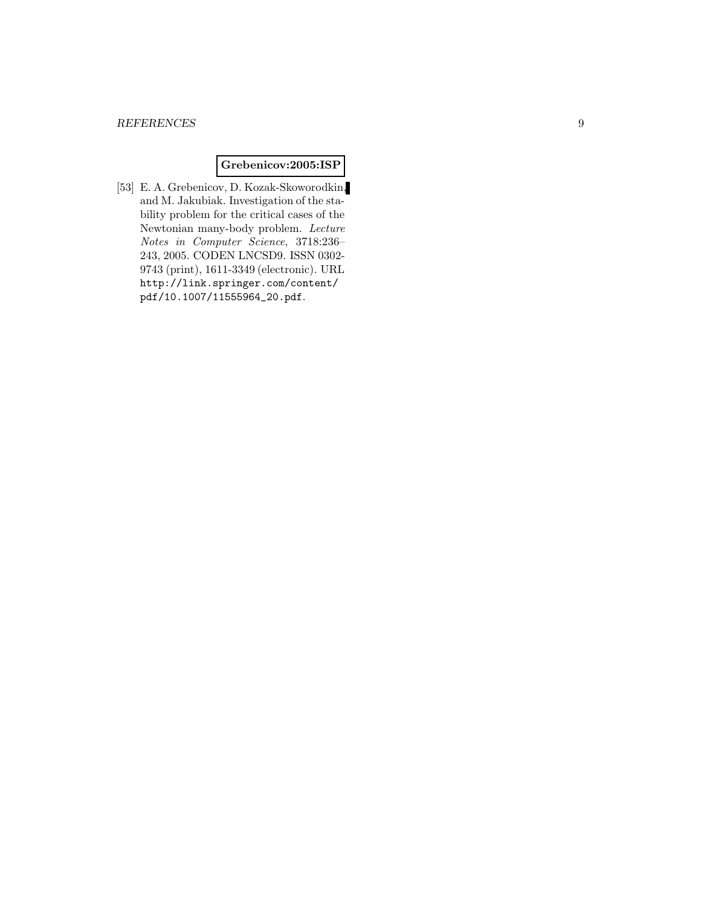**Grebenicov:2005:ISP**

[53] E. A. Grebenicov, D. Kozak-Skoworodkin, and M. Jakubiak. Investigation of the stability problem for the critical cases of the Newtonian many-body problem. *Lecture Notes in Computer Science*, 3718:236–243, 2005. CODEN LNCSD9. ISSN 0302-9743 (print), 1611-3349 (electronic). URL `http://link.springer.com/content/pdf/10.1007/11555964_20.pdf`.